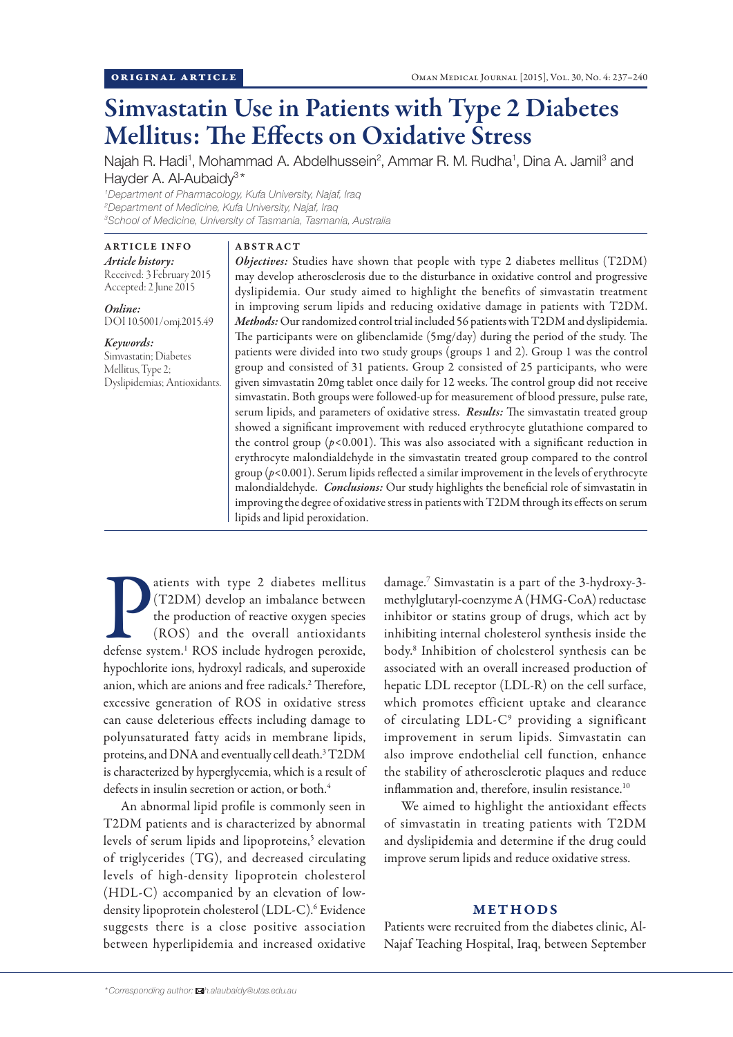ORIGINAL ARTICLE

# Simvastatin Use in Patients with Type 2 Diabetes Mellitus: The Effects on Oxidative Stress

Najah R. Hadi[1], Mohammad A. Abdelhussein[2], Ammar R. M. Rudha[1], Dina A. Jamil[3] and Hayder A. Al-Aubaidy[3]*

[1]*Department of Pharmacology, Kufa University, Najaf, Iraq*
[2]*Department of Medicine, Kufa University, Najaf, Iraq*
[3]*School of Medicine, University of Tasmania, Tasmania, Australia*

**ARTICLE INFO**

***Article history:***
Received: 3 February 2015
Accepted: 2 June 2015

***Online:***
DOI 10.5001/omj.2015.49

***Keywords:***
Simvastatin; Diabetes Mellitus, Type 2; Dyslipidemias; Antioxidants.

**ABSTRACT**

***Objectives:*** Studies have shown that people with type 2 diabetes mellitus (T2DM) may develop atherosclerosis due to the disturbance in oxidative control and progressive dyslipidemia. Our study aimed to highlight the benefits of simvastatin treatment in improving serum lipids and reducing oxidative damage in patients with T2DM. ***Methods:*** Our randomized control trial included 56 patients with T2DM and dyslipidemia. The participants were on glibenclamide (5mg/day) during the period of the study. The patients were divided into two study groups (groups 1 and 2). Group 1 was the control group and consisted of 31 patients. Group 2 consisted of 25 participants, who were given simvastatin 20mg tablet once daily for 12 weeks. The control group did not receive simvastatin. Both groups were followed-up for measurement of blood pressure, pulse rate, serum lipids, and parameters of oxidative stress. ***Results:*** The simvastatin treated group showed a significant improvement with reduced erythrocyte glutathione compared to the control group ($p<0.001$). This was also associated with a significant reduction in erythrocyte malondialdehyde in the simvastatin treated group compared to the control group ($p<0.001$). Serum lipids reflected a similar improvement in the levels of erythrocyte malondialdehyde. ***Conclusions:*** Our study highlights the beneficial role of simvastatin in improving the degree of oxidative stress in patients with T2DM through its effects on serum lipids and lipid peroxidation.

Patients with type 2 diabetes mellitus (T2DM) develop an imbalance between the production of reactive oxygen species (ROS) and the overall antioxidants defense system.[1] ROS include hydrogen peroxide, hypochlorite ions, hydroxyl radicals, and superoxide anion, which are anions and free radicals.[2] Therefore, excessive generation of ROS in oxidative stress can cause deleterious effects including damage to polyunsaturated fatty acids in membrane lipids, proteins, and DNA and eventually cell death.[3] T2DM is characterized by hyperglycemia, which is a result of defects in insulin secretion or action, or both.[4]

An abnormal lipid profile is commonly seen in T2DM patients and is characterized by abnormal levels of serum lipids and lipoproteins,[5] elevation of triglycerides (TG), and decreased circulating levels of high-density lipoprotein cholesterol (HDL-C) accompanied by an elevation of low-density lipoprotein cholesterol (LDL-C).[6] Evidence suggests there is a close positive association between hyperlipidemia and increased oxidative damage.[7] Simvastatin is a part of the 3-hydroxy-3-methylglutaryl-coenzyme A (HMG-CoA) reductase inhibitor or statins group of drugs, which act by inhibiting internal cholesterol synthesis inside the body.[8] Inhibition of cholesterol synthesis can be associated with an overall increased production of hepatic LDL receptor (LDL-R) on the cell surface, which promotes efficient uptake and clearance of circulating LDL-C[9] providing a significant improvement in serum lipids. Simvastatin can also improve endothelial cell function, enhance the stability of atherosclerotic plaques and reduce inflammation and, therefore, insulin resistance.[10]

We aimed to highlight the antioxidant effects of simvastatin in treating patients with T2DM and dyslipidemia and determine if the drug could improve serum lipids and reduce oxidative stress.

## METHODS

Patients were recruited from the diabetes clinic, Al-Najaf Teaching Hospital, Iraq, between September

*Corresponding author: h.alaubaidy@utas.edu.au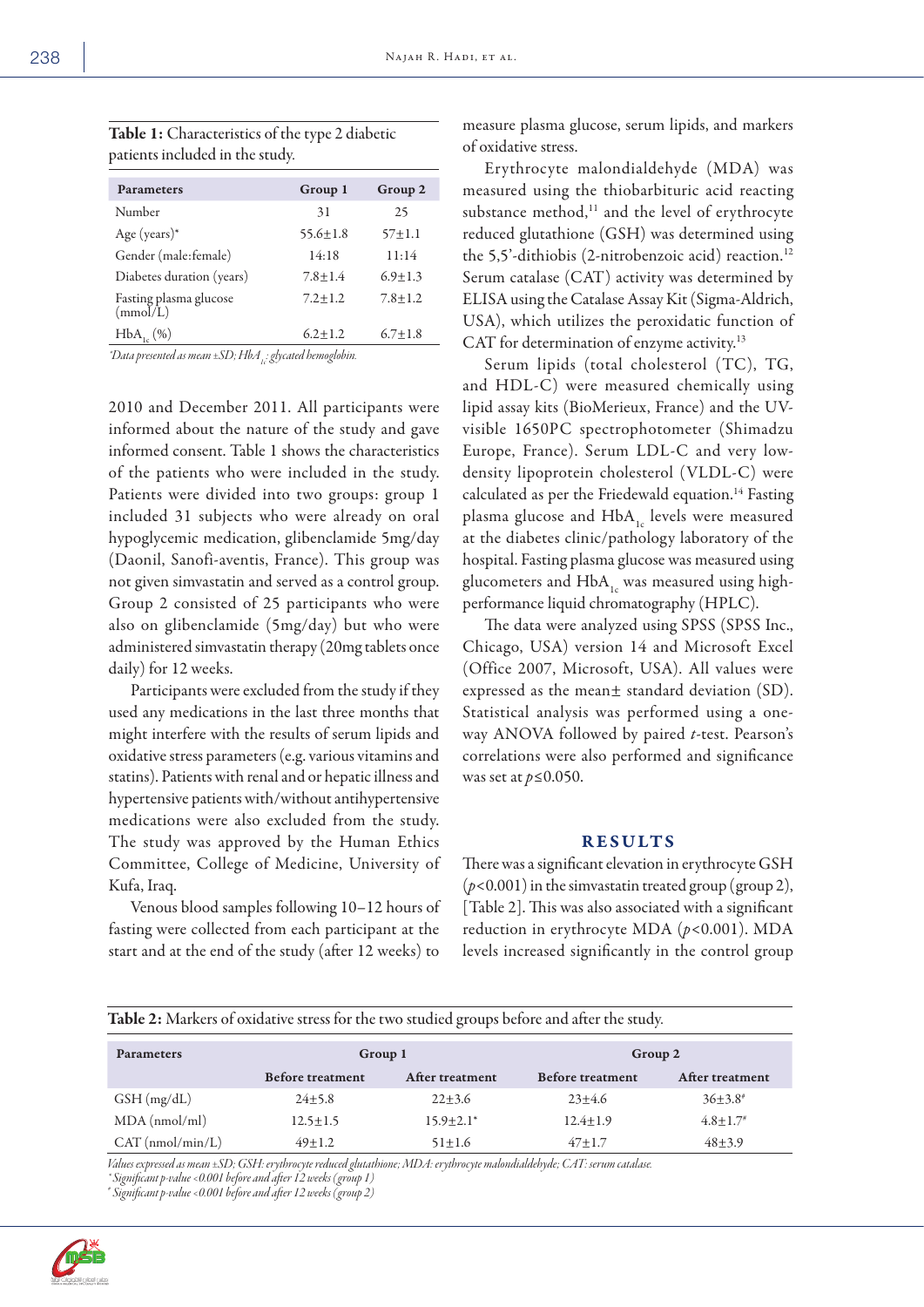**Table 1:** Characteristics of the type 2 diabetic patients included in the study.

| Parameters | Group 1 | Group 2 |
|---|---|---|
| Number | 31 | 25 |
| Age (years)* | 55.6±1.8 | 57±1.1 |
| Gender (male:female) | 14:18 | 11:14 |
| Diabetes duration (years) | 7.8±1.4 | 6.9±1.3 |
| Fasting plasma glucose (mmol/L) | 7.2±1.2 | 7.8±1.2 |
| $HbA_{1c}$ (%) | 6.2±1.2 | 6.7±1.8 |

*Data presented as mean ±SD; $HbA_{1c}$: glycated hemoglobin.*

2010 and December 2011. All participants were informed about the nature of the study and gave informed consent. Table 1 shows the characteristics of the patients who were included in the study. Patients were divided into two groups: group 1 included 31 subjects who were already on oral hypoglycemic medication, glibenclamide 5mg/day (Daonil, Sanofi-aventis, France). This group was not given simvastatin and served as a control group. Group 2 consisted of 25 participants who were also on glibenclamide (5mg/day) but who were administered simvastatin therapy (20mg tablets once daily) for 12 weeks.

Participants were excluded from the study if they used any medications in the last three months that might interfere with the results of serum lipids and oxidative stress parameters (e.g. various vitamins and statins). Patients with renal and or hepatic illness and hypertensive patients with/without antihypertensive medications were also excluded from the study. The study was approved by the Human Ethics Committee, College of Medicine, University of Kufa, Iraq.

Venous blood samples following 10–12 hours of fasting were collected from each participant at the start and at the end of the study (after 12 weeks) to measure plasma glucose, serum lipids, and markers of oxidative stress.

Erythrocyte malondialdehyde (MDA) was measured using the thiobarbituric acid reacting substance method,[11] and the level of erythrocyte reduced glutathione (GSH) was determined using the 5,5'-dithiobis (2-nitrobenzoic acid) reaction.[12] Serum catalase (CAT) activity was determined by ELISA using the Catalase Assay Kit (Sigma-Aldrich, USA), which utilizes the peroxidatic function of CAT for determination of enzyme activity.[13]

Serum lipids (total cholesterol (TC), TG, and HDL-C) were measured chemically using lipid assay kits (BioMerieux, France) and the UV-visible 1650PC spectrophotometer (Shimadzu Europe, France). Serum LDL-C and very low-density lipoprotein cholesterol (VLDL-C) were calculated as per the Friedewald equation.[14] Fasting plasma glucose and $HbA_{1c}$ levels were measured at the diabetes clinic/pathology laboratory of the hospital. Fasting plasma glucose was measured using glucometers and $HbA_{1c}$ was measured using high-performance liquid chromatography (HPLC).

The data were analyzed using SPSS (SPSS Inc., Chicago, USA) version 14 and Microsoft Excel (Office 2007, Microsoft, USA). All values were expressed as the mean± standard deviation (SD). Statistical analysis was performed using a one-way ANOVA followed by paired *t*-test. Pearson's correlations were also performed and significance was set at $p \leq 0.050$.

## RESULTS

There was a significant elevation in erythrocyte GSH ($p < 0.001$) in the simvastatin treated group (group 2), [Table 2]. This was also associated with a significant reduction in erythrocyte MDA ($p < 0.001$). MDA levels increased significantly in the control group

**Table 2:** Markers of oxidative stress for the two studied groups before and after the study.

| Parameters | Group 1 | | Group 2 | |
|---|---|---|---|---|
| | Before treatment | After treatment | Before treatment | After treatment |
| GSH (mg/dL) | 24±5.8 | 22±3.6 | 23±4.6 | 36±3.8[#] |
| MDA (nmol/ml) | 12.5±1.5 | 15.9±2.1* | 12.4±1.9 | 4.8±1.7[#] |
| CAT (nmol/min/L) | 49±1.2 | 51±1.6 | 47±1.7 | 48±3.9 |

*Values expressed as mean ±SD; GSH: erythrocyte reduced glutathione; MDA: erythrocyte malondialdehyde; CAT: serum catalase.*
*\*Significant p-value <0.001 before and after 12 weeks (group 1)*
*[#]Significant p-value <0.001 before and after 12 weeks (group 2)*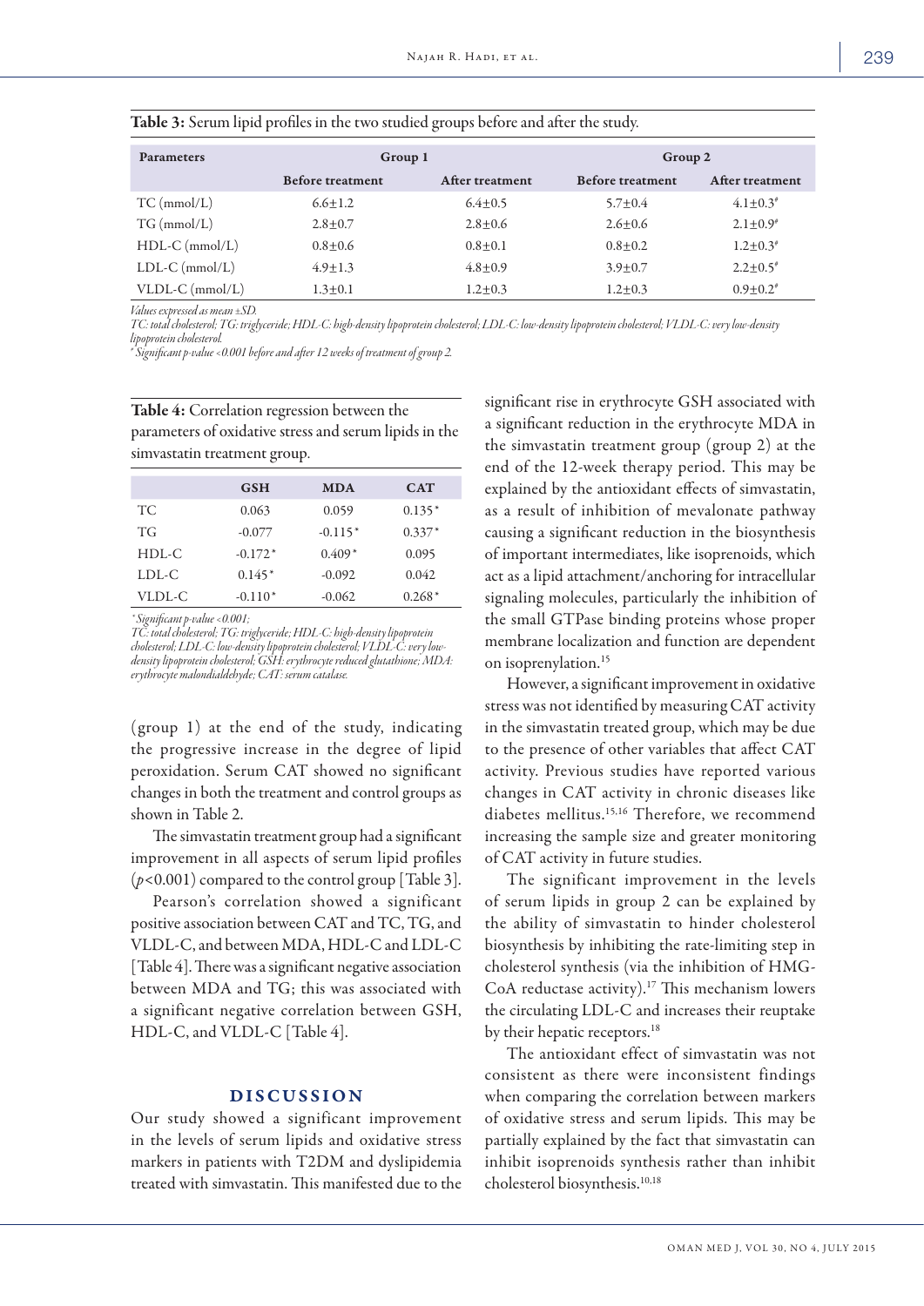**Table 3:** Serum lipid profiles in the two studied groups before and after the study.

| Parameters | Group 1 | | Group 2 | |
|---|---|---|---|---|
| | Before treatment | After treatment | Before treatment | After treatment |
| TC (mmol/L) | 6.6±1.2 | 6.4±0.5 | 5.7±0.4 | 4.1±0.3[#] |
| TG (mmol/L) | 2.8±0.7 | 2.8±0.6 | 2.6±0.6 | 2.1±0.9[#] |
| HDL-C (mmol/L) | 0.8±0.6 | 0.8±0.1 | 0.8±0.2 | 1.2±0.3[#] |
| LDL-C (mmol/L) | 4.9±1.3 | 4.8±0.9 | 3.9±0.7 | 2.2±0.5[#] |
| VLDL-C (mmol/L) | 1.3±0.1 | 1.2±0.3 | 1.2±0.3 | 0.9±0.2[#] |

*Values expressed as mean ±SD.*
*TC: total cholesterol; TG: triglyceride; HDL-C: high-density lipoprotein cholesterol; LDL-C: low-density lipoprotein cholesterol; VLDL-C: very low-density lipoprotein cholesterol.*
*[#] Significant p-value <0.001 before and after 12 weeks of treatment of group 2.*

**Table 4:** Correlation regression between the parameters of oxidative stress and serum lipids in the simvastatin treatment group.

| | GSH | MDA | CAT |
|---|---|---|---|
| TC | 0.063 | 0.059 | 0.135* |
| TG | -0.077 | -0.115* | 0.337* |
| HDL-C | -0.172* | 0.409* | 0.095 |
| LDL-C | 0.145* | -0.092 | 0.042 |
| VLDL-C | -0.110* | -0.062 | 0.268* |

*\* Significant p-value <0.001;*
*TC: total cholesterol; TG: triglyceride; HDL-C: high-density lipoprotein cholesterol; LDL-C: low-density lipoprotein cholesterol; VLDL-C: very low-density lipoprotein cholesterol; GSH: erythrocyte reduced glutathione; MDA: erythrocyte malondialdehyde; CAT: serum catalase.*

(group 1) at the end of the study, indicating the progressive increase in the degree of lipid peroxidation. Serum CAT showed no significant changes in both the treatment and control groups as shown in Table 2.

The simvastatin treatment group had a significant improvement in all aspects of serum lipid profiles ($p<0.001$) compared to the control group [Table 3].

Pearson's correlation showed a significant positive association between CAT and TC, TG, and VLDL-C, and between MDA, HDL-C and LDL-C [Table 4]. There was a significant negative association between MDA and TG; this was associated with a significant negative correlation between GSH, HDL-C, and VLDL-C [Table 4].

## DISCUSSION

Our study showed a significant improvement in the levels of serum lipids and oxidative stress markers in patients with T2DM and dyslipidemia treated with simvastatin. This manifested due to the significant rise in erythrocyte GSH associated with a significant reduction in the erythrocyte MDA in the simvastatin treatment group (group 2) at the end of the 12-week therapy period. This may be explained by the antioxidant effects of simvastatin, as a result of inhibition of mevalonate pathway causing a significant reduction in the biosynthesis of important intermediates, like isoprenoids, which act as a lipid attachment/anchoring for intracellular signaling molecules, particularly the inhibition of the small GTPase binding proteins whose proper membrane localization and function are dependent on isoprenylation.[15]

However, a significant improvement in oxidative stress was not identified by measuring CAT activity in the simvastatin treated group, which may be due to the presence of other variables that affect CAT activity. Previous studies have reported various changes in CAT activity in chronic diseases like diabetes mellitus.[15,16] Therefore, we recommend increasing the sample size and greater monitoring of CAT activity in future studies.

The significant improvement in the levels of serum lipids in group 2 can be explained by the ability of simvastatin to hinder cholesterol biosynthesis by inhibiting the rate-limiting step in cholesterol synthesis (via the inhibition of HMG-CoA reductase activity).[17] This mechanism lowers the circulating LDL-C and increases their reuptake by their hepatic receptors.[18]

The antioxidant effect of simvastatin was not consistent as there were inconsistent findings when comparing the correlation between markers of oxidative stress and serum lipids. This may be partially explained by the fact that simvastatin can inhibit isoprenoids synthesis rather than inhibit cholesterol biosynthesis.[10,18]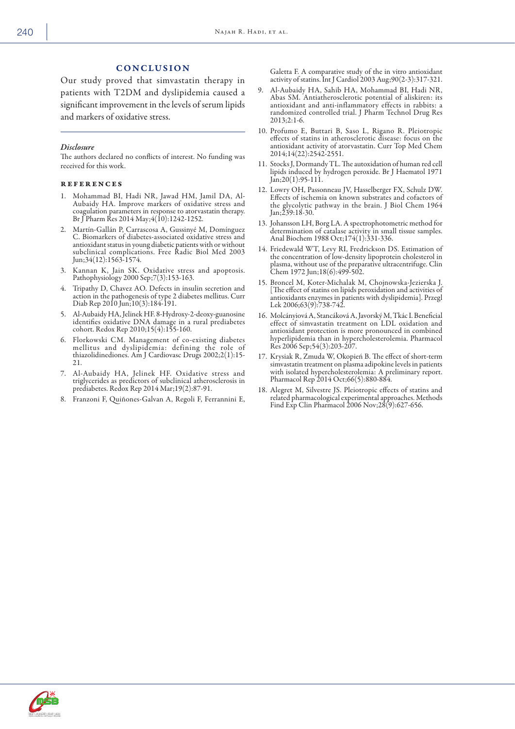## CONCLUSION

Our study proved that simvastatin therapy in patients with T2DM and dyslipidemia caused a significant improvement in the levels of serum lipids and markers of oxidative stress.

### *Disclosure*

The authors declared no conflicts of interest. No funding was received for this work.

## REFERENCES

1. Mohammad BI, Hadi NR, Jawad HM, Jamil DA, Al-Aubaidy HA. Improve markers of oxidative stress and coagulation parameters in response to atorvastatin therapy. Br J Pharm Res 2014 May;4(10):1242-1252.
2. Martín-Gallán P, Carrascosa A, Gussinyé M, Domínguez C. Biomarkers of diabetes-associated oxidative stress and antioxidant status in young diabetic patients with or without subclinical complications. Free Radic Biol Med 2003 Jun;34(12):1563-1574.
3. Kannan K, Jain SK. Oxidative stress and apoptosis. Pathophysiology 2000 Sep;7(3):153-163.
4. Tripathy D, Chavez AO. Defects in insulin secretion and action in the pathogenesis of type 2 diabetes mellitus. Curr Diab Rep 2010 Jun;10(3):184-191.
5. Al-Aubaidy HA, Jelinek HF. 8-Hydroxy-2-deoxy-guanosine identifies oxidative DNA damage in a rural prediabetes cohort. Redox Rep 2010;15(4):155-160.
6. Florkowski CM. Management of co-existing diabetes mellitus and dyslipidemia: defining the role of thiazolidinediones. Am J Cardiovasc Drugs 2002;2(1):15-21.
7. Al-Aubaidy HA, Jelinek HF. Oxidative stress and triglycerides as predictors of subclinical atherosclerosis in prediabetes. Redox Rep 2014 Mar;19(2):87-91.
8. Franzoni F, Quiñones-Galvan A, Regoli F, Ferrannini E, Galetta F. A comparative study of the in vitro antioxidant activity of statins. Int J Cardiol 2003 Aug;90(2-3):317-321.
9. Al-Aubaidy HA, Sahib HA, Mohammad BI, Hadi NR, Abas SM. Antiatherosclerotic potential of aliskiren: its antioxidant and anti-inflammatory effects in rabbits: a randomized controlled trial. J Pharm Technol Drug Res 2013;2:1-6.
10. Profumo E, Buttari B, Saso L, Rigano R. Pleiotropic effects of statins in atherosclerotic disease: focus on the antioxidant activity of atorvastatin. Curr Top Med Chem 2014;14(22):2542-2551.
11. Stocks J, Dormandy TL. The autoxidation of human red cell lipids induced by hydrogen peroxide. Br J Haematol 1971 Jan;20(1):95-111.
12. Lowry OH, Passonneau JV, Hasselberger FX, Schulz DW. Effects of ischemia on known substrates and cofactors of the glycolytic pathway in the brain. J Biol Chem 1964 Jan;239:18-30.
13. Johansson LH, Borg LA. A spectrophotometric method for determination of catalase activity in small tissue samples. Anal Biochem 1988 Oct;174(1):331-336.
14. Friedewald WT, Levy RI, Fredrickson DS. Estimation of the concentration of low-density lipoprotein cholesterol in plasma, without use of the preparative ultracentrifuge. Clin Chem 1972 Jun;18(6):499-502.
15. Broncel M, Koter-Michalak M, Chojnowska-Jezierska J. [The effect of statins on lipids peroxidation and activities of antioxidants enzymes in patients with dyslipidemia]. Przegl Lek 2006;63(9):738-742.
16. Molcányiová A, Stancáková A, Javorský M, Tkác I. Beneficial effect of simvastatin treatment on LDL oxidation and antioxidant protection is more pronounced in combined hyperlipidemia than in hypercholesterolemia. Pharmacol Res 2006 Sep;54(3):203-207.
17. Krysiak R, Zmuda W, Okopień B. The effect of short-term simvastatin treatment on plasma adipokine levels in patients with isolated hypercholesterolemia: A preliminary report. Pharmacol Rep 2014 Oct;66(5):880-884.
18. Alegret M, Silvestre JS. Pleiotropic effects of statins and related pharmacological experimental approaches. Methods Find Exp Clin Pharmacol 2006 Nov;28(9):627-656.